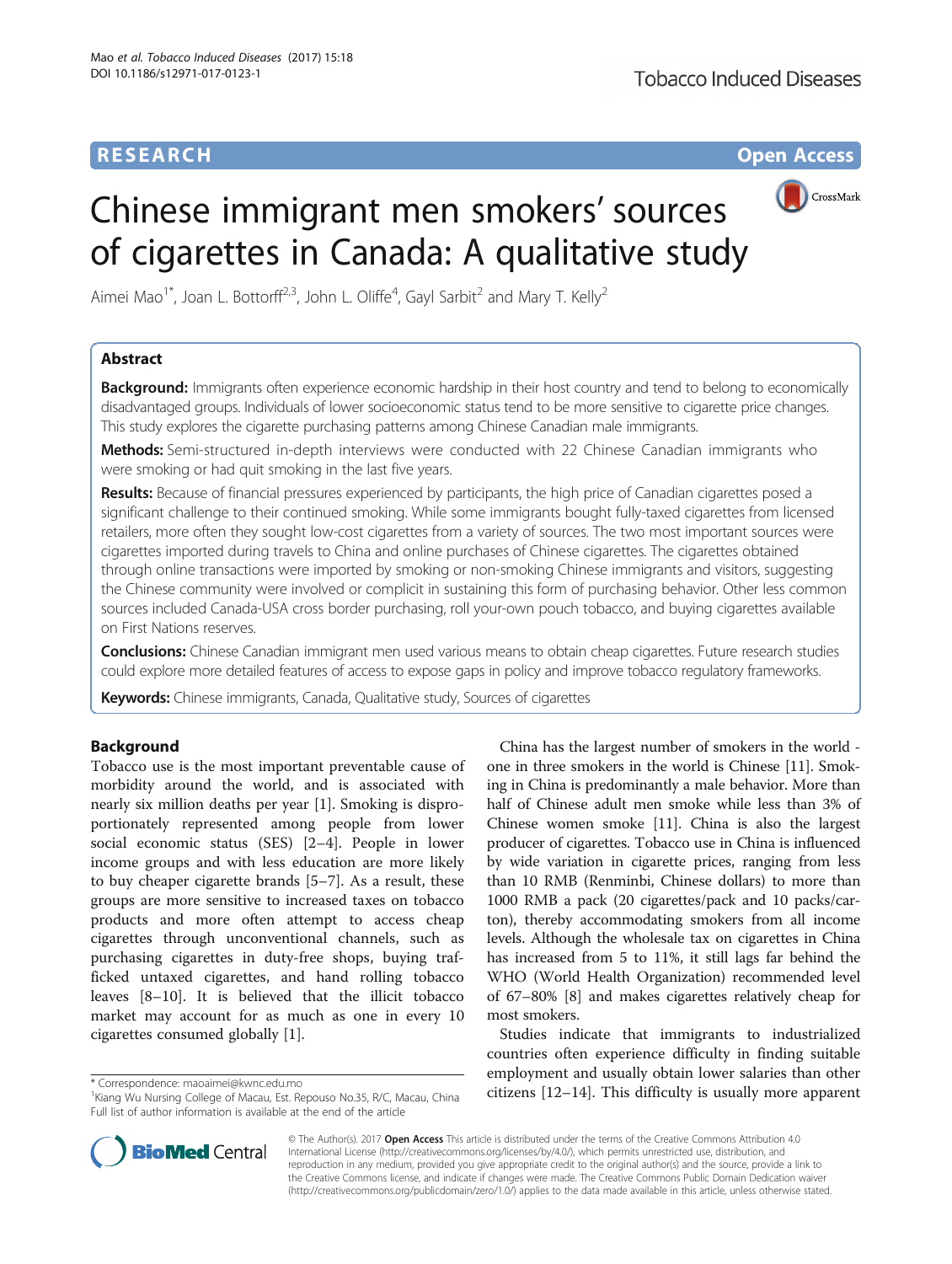# Chinese immigrant men smokers' sources of cigarettes in Canada: A qualitative study

Aimei Mao[1*], Joan L. Bottorff[2,3], John L. Oliffe[4], Gayl Sarbit[2] and Mary T. Kelly[2]

## Abstract

**Background:** Immigrants often experience economic hardship in their host country and tend to belong to economically disadvantaged groups. Individuals of lower socioeconomic status tend to be more sensitive to cigarette price changes. This study explores the cigarette purchasing patterns among Chinese Canadian male immigrants.

**Methods:** Semi-structured in-depth interviews were conducted with 22 Chinese Canadian immigrants who were smoking or had quit smoking in the last five years.

**Results:** Because of financial pressures experienced by participants, the high price of Canadian cigarettes posed a significant challenge to their continued smoking. While some immigrants bought fully-taxed cigarettes from licensed retailers, more often they sought low-cost cigarettes from a variety of sources. The two most important sources were cigarettes imported during travels to China and online purchases of Chinese cigarettes. The cigarettes obtained through online transactions were imported by smoking or non-smoking Chinese immigrants and visitors, suggesting the Chinese community were involved or complicit in sustaining this form of purchasing behavior. Other less common sources included Canada-USA cross border purchasing, roll your-own pouch tobacco, and buying cigarettes available on First Nations reserves.

**Conclusions:** Chinese Canadian immigrant men used various means to obtain cheap cigarettes. Future research studies could explore more detailed features of access to expose gaps in policy and improve tobacco regulatory frameworks.

**Keywords:** Chinese immigrants, Canada, Qualitative study, Sources of cigarettes

## Background

Tobacco use is the most important preventable cause of morbidity around the world, and is associated with nearly six million deaths per year [1]. Smoking is disproportionately represented among people from lower social economic status (SES) [2–4]. People in lower income groups and with less education are more likely to buy cheaper cigarette brands [5–7]. As a result, these groups are more sensitive to increased taxes on tobacco products and more often attempt to access cheap cigarettes through unconventional channels, such as purchasing cigarettes in duty-free shops, buying trafficked untaxed cigarettes, and hand rolling tobacco leaves [8–10]. It is believed that the illicit tobacco market may account for as much as one in every 10 cigarettes consumed globally [1].

China has the largest number of smokers in the world - one in three smokers in the world is Chinese [11]. Smoking in China is predominantly a male behavior. More than half of Chinese adult men smoke while less than 3% of Chinese women smoke [11]. China is also the largest producer of cigarettes. Tobacco use in China is influenced by wide variation in cigarette prices, ranging from less than 10 RMB (Renminbi, Chinese dollars) to more than 1000 RMB a pack (20 cigarettes/pack and 10 packs/carton), thereby accommodating smokers from all income levels. Although the wholesale tax on cigarettes in China has increased from 5 to 11%, it still lags far behind the WHO (World Health Organization) recommended level of 67–80% [8] and makes cigarettes relatively cheap for most smokers.

Studies indicate that immigrants to industrialized countries often experience difficulty in finding suitable employment and usually obtain lower salaries than other citizens [12–14]. This difficulty is usually more apparent

\* Correspondence: maoaimei@kwnc.edu.mo

[1]Kiang Wu Nursing College of Macau, Est. Repouso No.35, R/C, Macau, China

Full list of author information is available at the end of the article

© The Author(s). 2017 **Open Access** This article is distributed under the terms of the Creative Commons Attribution 4.0 International License (http://creativecommons.org/licenses/by/4.0/), which permits unrestricted use, distribution, and reproduction in any medium, provided you give appropriate credit to the original author(s) and the source, provide a link to the Creative Commons license, and indicate if changes were made. The Creative Commons Public Domain Dedication waiver (http://creativecommons.org/publicdomain/zero/1.0/) applies to the data made available in this article, unless otherwise stated.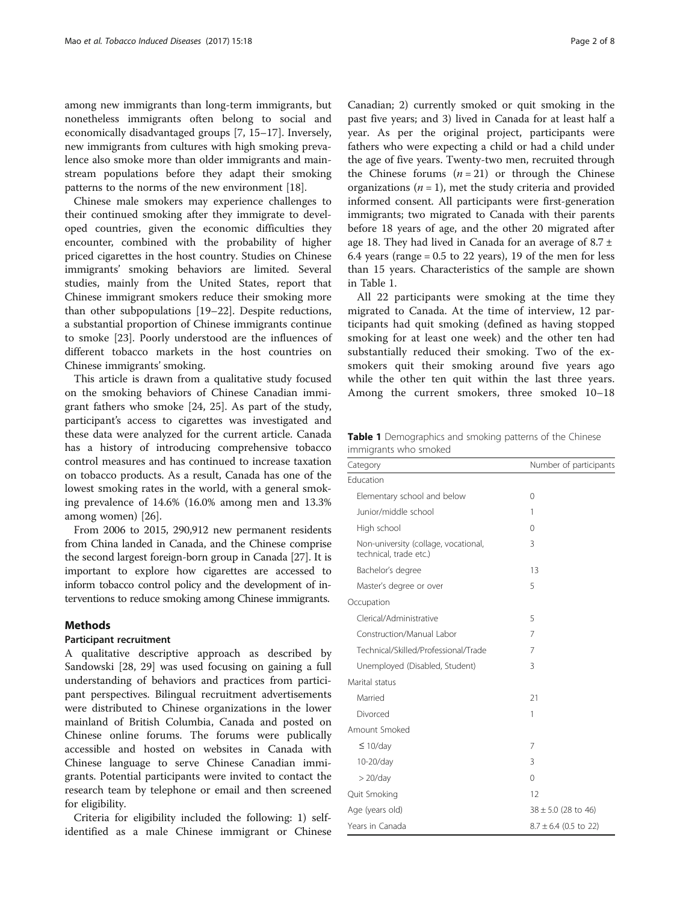among new immigrants than long-term immigrants, but nonetheless immigrants often belong to social and economically disadvantaged groups [7, 15–17]. Inversely, new immigrants from cultures with high smoking prevalence also smoke more than older immigrants and mainstream populations before they adapt their smoking patterns to the norms of the new environment [18].

Chinese male smokers may experience challenges to their continued smoking after they immigrate to developed countries, given the economic difficulties they encounter, combined with the probability of higher priced cigarettes in the host country. Studies on Chinese immigrants' smoking behaviors are limited. Several studies, mainly from the United States, report that Chinese immigrant smokers reduce their smoking more than other subpopulations [19–22]. Despite reductions, a substantial proportion of Chinese immigrants continue to smoke [23]. Poorly understood are the influences of different tobacco markets in the host countries on Chinese immigrants' smoking.

This article is drawn from a qualitative study focused on the smoking behaviors of Chinese Canadian immigrant fathers who smoke [24, 25]. As part of the study, participant's access to cigarettes was investigated and these data were analyzed for the current article. Canada has a history of introducing comprehensive tobacco control measures and has continued to increase taxation on tobacco products. As a result, Canada has one of the lowest smoking rates in the world, with a general smoking prevalence of 14.6% (16.0% among men and 13.3% among women) [26].

From 2006 to 2015, 290,912 new permanent residents from China landed in Canada, and the Chinese comprise the second largest foreign-born group in Canada [27]. It is important to explore how cigarettes are accessed to inform tobacco control policy and the development of interventions to reduce smoking among Chinese immigrants.

## Methods

### Participant recruitment

A qualitative descriptive approach as described by Sandowski [28, 29] was used focusing on gaining a full understanding of behaviors and practices from participant perspectives. Bilingual recruitment advertisements were distributed to Chinese organizations in the lower mainland of British Columbia, Canada and posted on Chinese online forums. The forums were publically accessible and hosted on websites in Canada with Chinese language to serve Chinese Canadian immigrants. Potential participants were invited to contact the research team by telephone or email and then screened for eligibility.

Criteria for eligibility included the following: 1) self-identified as a male Chinese immigrant or Chinese Canadian; 2) currently smoked or quit smoking in the past five years; and 3) lived in Canada for at least half a year. As per the original project, participants were fathers who were expecting a child or had a child under the age of five years. Twenty-two men, recruited through the Chinese forums ($n = 21$) or through the Chinese organizations ($n = 1$), met the study criteria and provided informed consent. All participants were first-generation immigrants; two migrated to Canada with their parents before 18 years of age, and the other 20 migrated after age 18. They had lived in Canada for an average of $8.7 \pm 6.4$ years (range = 0.5 to 22 years), 19 of the men for less than 15 years. Characteristics of the sample are shown in Table 1.

All 22 participants were smoking at the time they migrated to Canada. At the time of interview, 12 participants had quit smoking (defined as having stopped smoking for at least one week) and the other ten had substantially reduced their smoking. Two of the ex-smokers quit their smoking around five years ago while the other ten quit within the last three years. Among the current smokers, three smoked 10–18

**Table 1** Demographics and smoking patterns of the Chinese immigrants who smoked

| Category | Number of participants |
|---|---|
| Education | |
| Elementary school and below | 0 |
| Junior/middle school | 1 |
| High school | 0 |
| Non-university (collage, vocational, technical, trade etc.) | 3 |
| Bachelor's degree | 13 |
| Master's degree or over | 5 |
| Occupation | |
| Clerical/Administrative | 5 |
| Construction/Manual Labor | 7 |
| Technical/Skilled/Professional/Trade | 7 |
| Unemployed (Disabled, Student) | 3 |
| Marital status | |
| Married | 21 |
| Divorced | 1 |
| Amount Smoked | |
| ≤ 10/day | 7 |
| 10-20/day | 3 |
| > 20/day | 0 |
| Quit Smoking | 12 |
| Age (years old) | $38 \pm 5.0$ (28 to 46) |
| Years in Canada | $8.7 \pm 6.4$ (0.5 to 22) |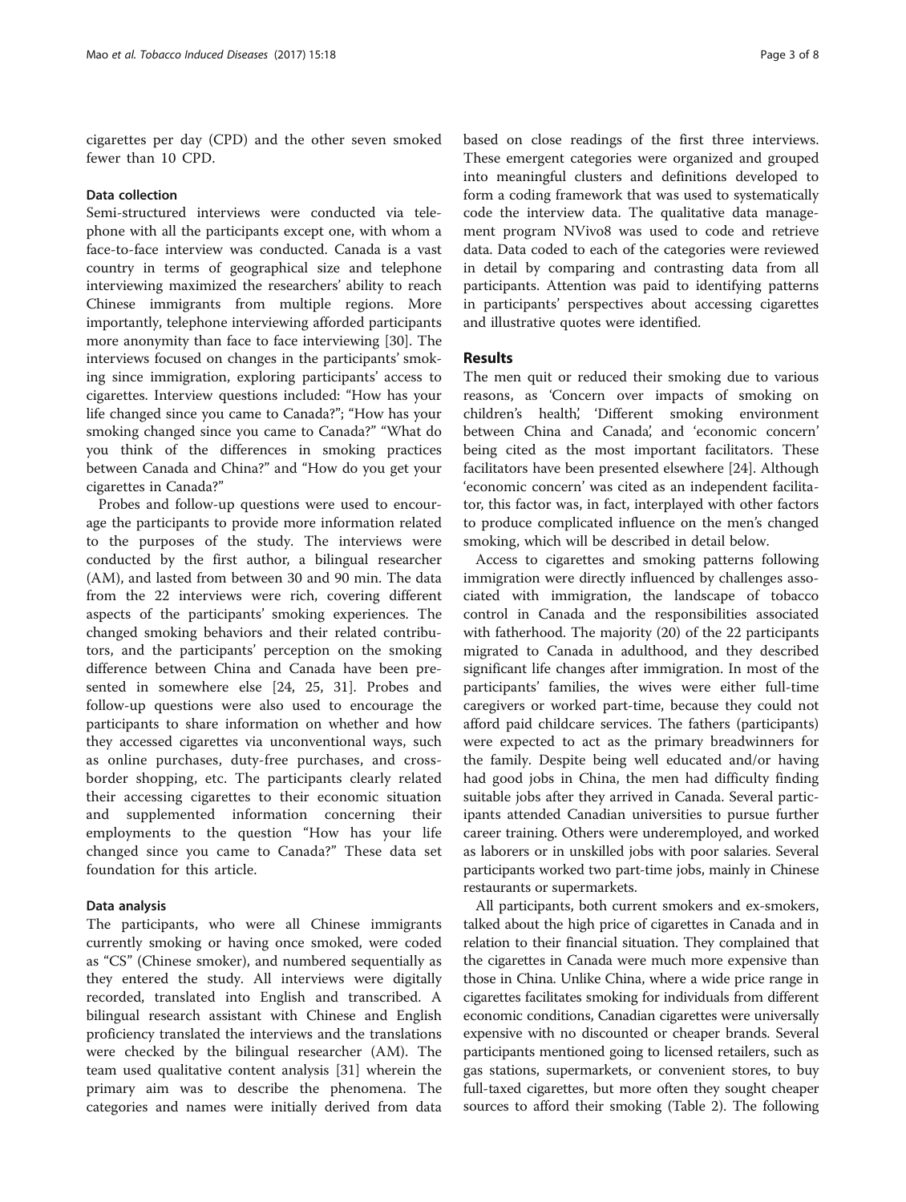cigarettes per day (CPD) and the other seven smoked fewer than 10 CPD.

### Data collection

Semi-structured interviews were conducted via telephone with all the participants except one, with whom a face-to-face interview was conducted. Canada is a vast country in terms of geographical size and telephone interviewing maximized the researchers' ability to reach Chinese immigrants from multiple regions. More importantly, telephone interviewing afforded participants more anonymity than face to face interviewing [30]. The interviews focused on changes in the participants' smoking since immigration, exploring participants' access to cigarettes. Interview questions included: "How has your life changed since you came to Canada?"; "How has your smoking changed since you came to Canada?" "What do you think of the differences in smoking practices between Canada and China?" and "How do you get your cigarettes in Canada?"

Probes and follow-up questions were used to encourage the participants to provide more information related to the purposes of the study. The interviews were conducted by the first author, a bilingual researcher (AM), and lasted from between 30 and 90 min. The data from the 22 interviews were rich, covering different aspects of the participants' smoking experiences. The changed smoking behaviors and their related contributors, and the participants' perception on the smoking difference between China and Canada have been presented in somewhere else [24, 25, 31]. Probes and follow-up questions were also used to encourage the participants to share information on whether and how they accessed cigarettes via unconventional ways, such as online purchases, duty-free purchases, and cross-border shopping, etc. The participants clearly related their accessing cigarettes to their economic situation and supplemented information concerning their employments to the question "How has your life changed since you came to Canada?" These data set foundation for this article.

### Data analysis

The participants, who were all Chinese immigrants currently smoking or having once smoked, were coded as "CS" (Chinese smoker), and numbered sequentially as they entered the study. All interviews were digitally recorded, translated into English and transcribed. A bilingual research assistant with Chinese and English proficiency translated the interviews and the translations were checked by the bilingual researcher (AM). The team used qualitative content analysis [31] wherein the primary aim was to describe the phenomena. The categories and names were initially derived from data based on close readings of the first three interviews. These emergent categories were organized and grouped into meaningful clusters and definitions developed to form a coding framework that was used to systematically code the interview data. The qualitative data management program NVivo8 was used to code and retrieve data. Data coded to each of the categories were reviewed in detail by comparing and contrasting data from all participants. Attention was paid to identifying patterns in participants' perspectives about accessing cigarettes and illustrative quotes were identified.

## Results

The men quit or reduced their smoking due to various reasons, as 'Concern over impacts of smoking on children's health', 'Different smoking environment between China and Canada', and 'economic concern' being cited as the most important facilitators. These facilitators have been presented elsewhere [24]. Although 'economic concern' was cited as an independent facilitator, this factor was, in fact, interplayed with other factors to produce complicated influence on the men's changed smoking, which will be described in detail below.

Access to cigarettes and smoking patterns following immigration were directly influenced by challenges associated with immigration, the landscape of tobacco control in Canada and the responsibilities associated with fatherhood. The majority (20) of the 22 participants migrated to Canada in adulthood, and they described significant life changes after immigration. In most of the participants' families, the wives were either full-time caregivers or worked part-time, because they could not afford paid childcare services. The fathers (participants) were expected to act as the primary breadwinners for the family. Despite being well educated and/or having had good jobs in China, the men had difficulty finding suitable jobs after they arrived in Canada. Several participants attended Canadian universities to pursue further career training. Others were underemployed, and worked as laborers or in unskilled jobs with poor salaries. Several participants worked two part-time jobs, mainly in Chinese restaurants or supermarkets.

All participants, both current smokers and ex-smokers, talked about the high price of cigarettes in Canada and in relation to their financial situation. They complained that the cigarettes in Canada were much more expensive than those in China. Unlike China, where a wide price range in cigarettes facilitates smoking for individuals from different economic conditions, Canadian cigarettes were universally expensive with no discounted or cheaper brands. Several participants mentioned going to licensed retailers, such as gas stations, supermarkets, or convenient stores, to buy full-taxed cigarettes, but more often they sought cheaper sources to afford their smoking (Table 2). The following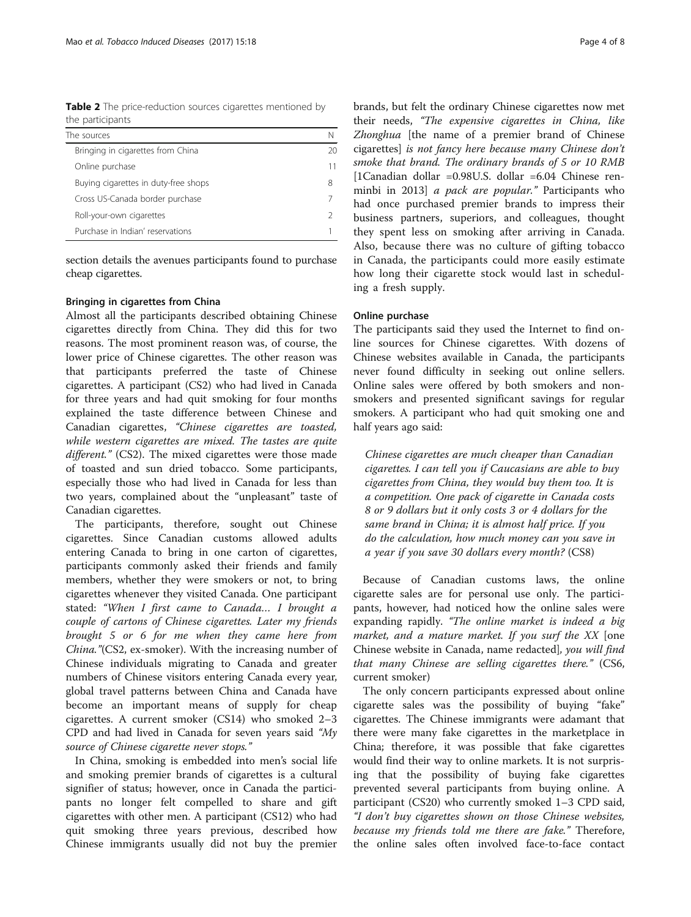**Table 2** The price-reduction sources cigarettes mentioned by the participants

| The sources | N |
|---|---|
| Bringing in cigarettes from China | 20 |
| Online purchase | 11 |
| Buying cigarettes in duty-free shops | 8 |
| Cross US-Canada border purchase | 7 |
| Roll-your-own cigarettes | 2 |
| Purchase in Indian' reservations | 1 |

section details the avenues participants found to purchase cheap cigarettes.

#### Bringing in cigarettes from China

Almost all the participants described obtaining Chinese cigarettes directly from China. They did this for two reasons. The most prominent reason was, of course, the lower price of Chinese cigarettes. The other reason was that participants preferred the taste of Chinese cigarettes. A participant (CS2) who had lived in Canada for three years and had quit smoking for four months explained the taste difference between Chinese and Canadian cigarettes, *"Chinese cigarettes are toasted, while western cigarettes are mixed. The tastes are quite different."* (CS2). The mixed cigarettes were those made of toasted and sun dried tobacco. Some participants, especially those who had lived in Canada for less than two years, complained about the "unpleasant" taste of Canadian cigarettes.

The participants, therefore, sought out Chinese cigarettes. Since Canadian customs allowed adults entering Canada to bring in one carton of cigarettes, participants commonly asked their friends and family members, whether they were smokers or not, to bring cigarettes whenever they visited Canada. One participant stated: *"When I first came to Canada… I brought a couple of cartons of Chinese cigarettes. Later my friends brought 5 or 6 for me when they came here from China."*(CS2, ex-smoker). With the increasing number of Chinese individuals migrating to Canada and greater numbers of Chinese visitors entering Canada every year, global travel patterns between China and Canada have become an important means of supply for cheap cigarettes. A current smoker (CS14) who smoked 2–3 CPD and had lived in Canada for seven years said *"My source of Chinese cigarette never stops."*

In China, smoking is embedded into men's social life and smoking premier brands of cigarettes is a cultural signifier of status; however, once in Canada the participants no longer felt compelled to share and gift cigarettes with other men. A participant (CS12) who had quit smoking three years previous, described how Chinese immigrants usually did not buy the premier brands, but felt the ordinary Chinese cigarettes now met their needs, *"The expensive cigarettes in China, like Zhonghua* [the name of a premier brand of Chinese cigarettes] *is not fancy here because many Chinese don't smoke that brand. The ordinary brands of 5 or 10 RMB* [1Canadian dollar =0.98U.S. dollar =6.04 Chinese renminbi in 2013] *a pack are popular."* Participants who had once purchased premier brands to impress their business partners, superiors, and colleagues, thought they spent less on smoking after arriving in Canada. Also, because there was no culture of gifting tobacco in Canada, the participants could more easily estimate how long their cigarette stock would last in scheduling a fresh supply.

#### Online purchase

The participants said they used the Internet to find online sources for Chinese cigarettes. With dozens of Chinese websites available in Canada, the participants never found difficulty in seeking out online sellers. Online sales were offered by both smokers and non-smokers and presented significant savings for regular smokers. A participant who had quit smoking one and half years ago said:

> *Chinese cigarettes are much cheaper than Canadian cigarettes. I can tell you if Caucasians are able to buy cigarettes from China, they would buy them too. It is a competition. One pack of cigarette in Canada costs 8 or 9 dollars but it only costs 3 or 4 dollars for the same brand in China; it is almost half price. If you do the calculation, how much money can you save in a year if you save 30 dollars every month?* (CS8)

Because of Canadian customs laws, the online cigarette sales are for personal use only. The participants, however, had noticed how the online sales were expanding rapidly. *"The online market is indeed a big market, and a mature market. If you surf the XX* [one Chinese website in Canada, name redacted]*, you will find that many Chinese are selling cigarettes there."* (CS6, current smoker)

The only concern participants expressed about online cigarette sales was the possibility of buying "fake" cigarettes. The Chinese immigrants were adamant that there were many fake cigarettes in the marketplace in China; therefore, it was possible that fake cigarettes would find their way to online markets. It is not surprising that the possibility of buying fake cigarettes prevented several participants from buying online. A participant (CS20) who currently smoked 1–3 CPD said, *"I don't buy cigarettes shown on those Chinese websites, because my friends told me there are fake."* Therefore, the online sales often involved face-to-face contact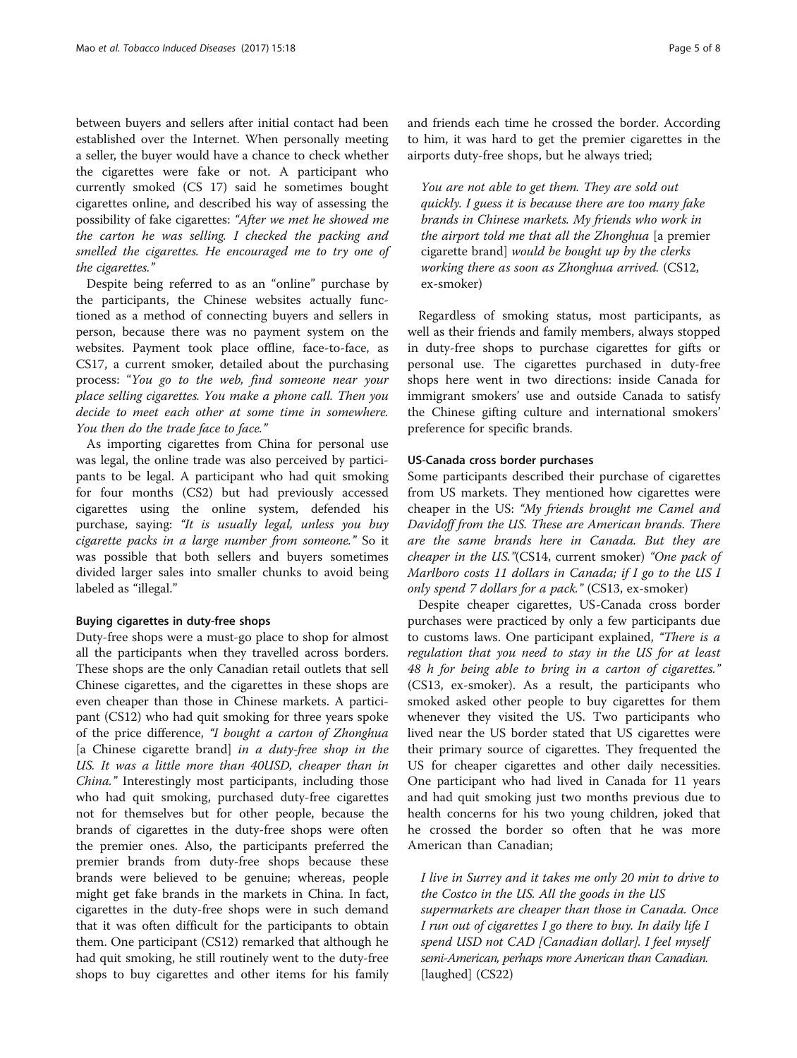between buyers and sellers after initial contact had been established over the Internet. When personally meeting a seller, the buyer would have a chance to check whether the cigarettes were fake or not. A participant who currently smoked (CS 17) said he sometimes bought cigarettes online, and described his way of assessing the possibility of fake cigarettes: *"After we met he showed me the carton he was selling. I checked the packing and smelled the cigarettes. He encouraged me to try one of the cigarettes."*

Despite being referred to as an "online" purchase by the participants, the Chinese websites actually functioned as a method of connecting buyers and sellers in person, because there was no payment system on the websites. Payment took place offline, face-to-face, as CS17, a current smoker, detailed about the purchasing process: "*You go to the web, find someone near your place selling cigarettes. You make a phone call. Then you decide to meet each other at some time in somewhere. You then do the trade face to face.*"

As importing cigarettes from China for personal use was legal, the online trade was also perceived by participants to be legal. A participant who had quit smoking for four months (CS2) but had previously accessed cigarettes using the online system, defended his purchase, saying: *"It is usually legal, unless you buy cigarette packs in a large number from someone."* So it was possible that both sellers and buyers sometimes divided larger sales into smaller chunks to avoid being labeled as "illegal."

#### Buying cigarettes in duty-free shops

Duty-free shops were a must-go place to shop for almost all the participants when they travelled across borders. These shops are the only Canadian retail outlets that sell Chinese cigarettes, and the cigarettes in these shops are even cheaper than those in Chinese markets. A participant (CS12) who had quit smoking for three years spoke of the price difference, *"I bought a carton of Zhonghua* [a Chinese cigarette brand] *in a duty-free shop in the US. It was a little more than 40USD, cheaper than in China."* Interestingly most participants, including those who had quit smoking, purchased duty-free cigarettes not for themselves but for other people, because the brands of cigarettes in the duty-free shops were often the premier ones. Also, the participants preferred the premier brands from duty-free shops because these brands were believed to be genuine; whereas, people might get fake brands in the markets in China. In fact, cigarettes in the duty-free shops were in such demand that it was often difficult for the participants to obtain them. One participant (CS12) remarked that although he had quit smoking, he still routinely went to the duty-free shops to buy cigarettes and other items for his family and friends each time he crossed the border. According to him, it was hard to get the premier cigarettes in the airports duty-free shops, but he always tried;

> *You are not able to get them. They are sold out quickly. I guess it is because there are too many fake brands in Chinese markets. My friends who work in the airport told me that all the Zhonghua* [a premier cigarette brand] *would be bought up by the clerks working there as soon as Zhonghua arrived.* (CS12, ex-smoker)

Regardless of smoking status, most participants, as well as their friends and family members, always stopped in duty-free shops to purchase cigarettes for gifts or personal use. The cigarettes purchased in duty-free shops here went in two directions: inside Canada for immigrant smokers' use and outside Canada to satisfy the Chinese gifting culture and international smokers' preference for specific brands.

#### US-Canada cross border purchases

Some participants described their purchase of cigarettes from US markets. They mentioned how cigarettes were cheaper in the US: *"My friends brought me Camel and Davidoff from the US. These are American brands. There are the same brands here in Canada. But they are cheaper in the US."*(CS14, current smoker) *"One pack of Marlboro costs 11 dollars in Canada; if I go to the US I only spend 7 dollars for a pack."* (CS13, ex-smoker)

Despite cheaper cigarettes, US-Canada cross border purchases were practiced by only a few participants due to customs laws. One participant explained, *"There is a regulation that you need to stay in the US for at least 48 h for being able to bring in a carton of cigarettes."* (CS13, ex-smoker). As a result, the participants who smoked asked other people to buy cigarettes for them whenever they visited the US. Two participants who lived near the US border stated that US cigarettes were their primary source of cigarettes. They frequented the US for cheaper cigarettes and other daily necessities. One participant who had lived in Canada for 11 years and had quit smoking just two months previous due to health concerns for his two young children, joked that he crossed the border so often that he was more American than Canadian;

> *I live in Surrey and it takes me only 20 min to drive to the Costco in the US. All the goods in the US supermarkets are cheaper than those in Canada. Once I run out of cigarettes I go there to buy. In daily life I spend USD not CAD [Canadian dollar]. I feel myself semi-American, perhaps more American than Canadian.* [laughed] (CS22)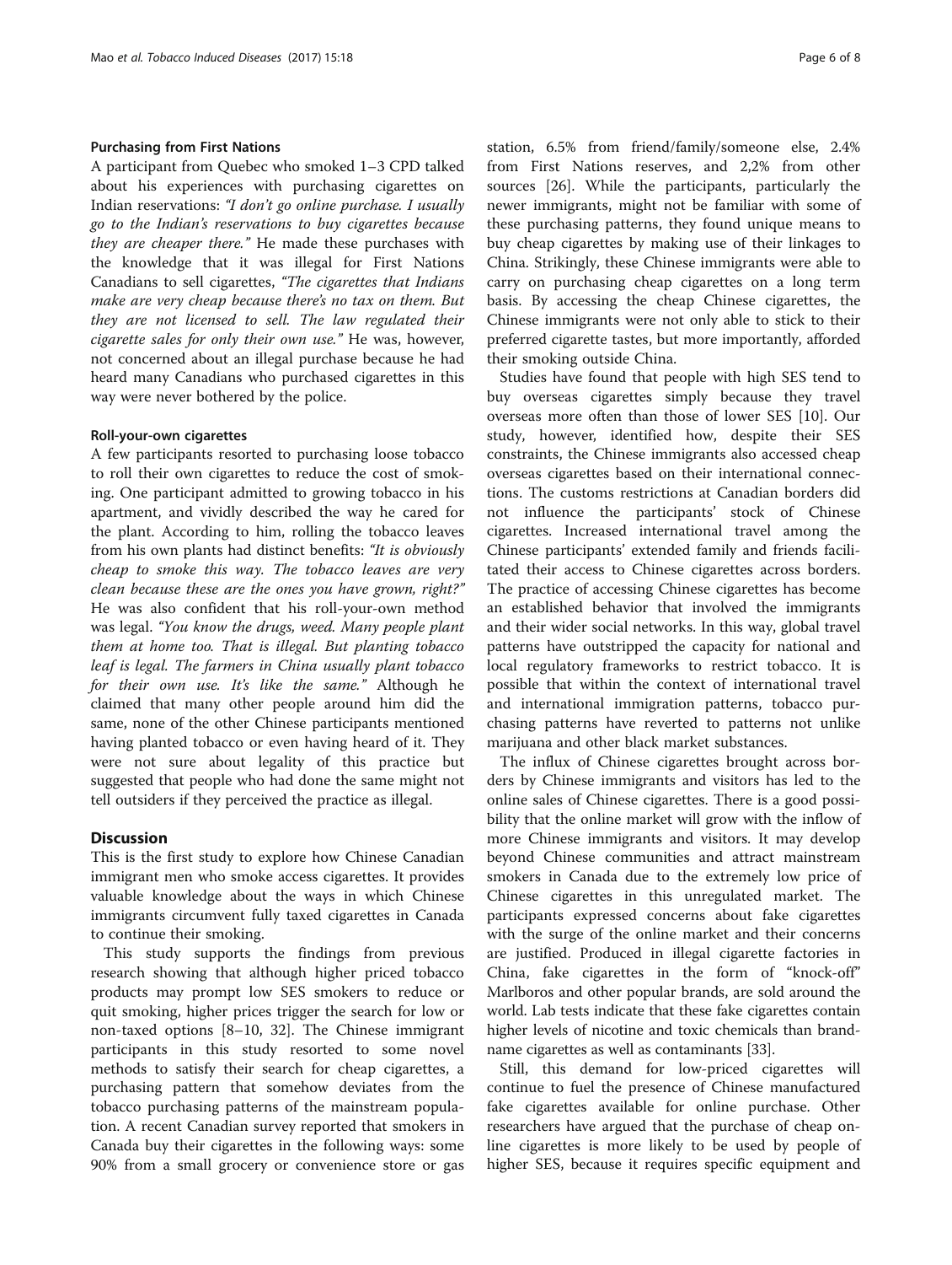#### Purchasing from First Nations

A participant from Quebec who smoked 1–3 CPD talked about his experiences with purchasing cigarettes on Indian reservations: *"I don't go online purchase. I usually go to the Indian's reservations to buy cigarettes because they are cheaper there."* He made these purchases with the knowledge that it was illegal for First Nations Canadians to sell cigarettes, *"The cigarettes that Indians make are very cheap because there's no tax on them. But they are not licensed to sell. The law regulated their cigarette sales for only their own use."* He was, however, not concerned about an illegal purchase because he had heard many Canadians who purchased cigarettes in this way were never bothered by the police.

#### Roll-your-own cigarettes

A few participants resorted to purchasing loose tobacco to roll their own cigarettes to reduce the cost of smoking. One participant admitted to growing tobacco in his apartment, and vividly described the way he cared for the plant. According to him, rolling the tobacco leaves from his own plants had distinct benefits: *"It is obviously cheap to smoke this way. The tobacco leaves are very clean because these are the ones you have grown, right?"* He was also confident that his roll-your-own method was legal. *"You know the drugs, weed. Many people plant them at home too. That is illegal. But planting tobacco leaf is legal. The farmers in China usually plant tobacco for their own use. It's like the same."* Although he claimed that many other people around him did the same, none of the other Chinese participants mentioned having planted tobacco or even having heard of it. They were not sure about legality of this practice but suggested that people who had done the same might not tell outsiders if they perceived the practice as illegal.

## Discussion

This is the first study to explore how Chinese Canadian immigrant men who smoke access cigarettes. It provides valuable knowledge about the ways in which Chinese immigrants circumvent fully taxed cigarettes in Canada to continue their smoking.

This study supports the findings from previous research showing that although higher priced tobacco products may prompt low SES smokers to reduce or quit smoking, higher prices trigger the search for low or non-taxed options [8–10, 32]. The Chinese immigrant participants in this study resorted to some novel methods to satisfy their search for cheap cigarettes, a purchasing pattern that somehow deviates from the tobacco purchasing patterns of the mainstream population. A recent Canadian survey reported that smokers in Canada buy their cigarettes in the following ways: some 90% from a small grocery or convenience store or gas station, 6.5% from friend/family/someone else, 2.4% from First Nations reserves, and 2,2% from other sources [26]. While the participants, particularly the newer immigrants, might not be familiar with some of these purchasing patterns, they found unique means to buy cheap cigarettes by making use of their linkages to China. Strikingly, these Chinese immigrants were able to carry on purchasing cheap cigarettes on a long term basis. By accessing the cheap Chinese cigarettes, the Chinese immigrants were not only able to stick to their preferred cigarette tastes, but more importantly, afforded their smoking outside China.

Studies have found that people with high SES tend to buy overseas cigarettes simply because they travel overseas more often than those of lower SES [10]. Our study, however, identified how, despite their SES constraints, the Chinese immigrants also accessed cheap overseas cigarettes based on their international connections. The customs restrictions at Canadian borders did not influence the participants' stock of Chinese cigarettes. Increased international travel among the Chinese participants' extended family and friends facilitated their access to Chinese cigarettes across borders. The practice of accessing Chinese cigarettes has become an established behavior that involved the immigrants and their wider social networks. In this way, global travel patterns have outstripped the capacity for national and local regulatory frameworks to restrict tobacco. It is possible that within the context of international travel and international immigration patterns, tobacco purchasing patterns have reverted to patterns not unlike marijuana and other black market substances.

The influx of Chinese cigarettes brought across borders by Chinese immigrants and visitors has led to the online sales of Chinese cigarettes. There is a good possibility that the online market will grow with the inflow of more Chinese immigrants and visitors. It may develop beyond Chinese communities and attract mainstream smokers in Canada due to the extremely low price of Chinese cigarettes in this unregulated market. The participants expressed concerns about fake cigarettes with the surge of the online market and their concerns are justified. Produced in illegal cigarette factories in China, fake cigarettes in the form of "knock-off" Marlboros and other popular brands, are sold around the world. Lab tests indicate that these fake cigarettes contain higher levels of nicotine and toxic chemicals than brand-name cigarettes as well as contaminants [33].

Still, this demand for low-priced cigarettes will continue to fuel the presence of Chinese manufactured fake cigarettes available for online purchase. Other researchers have argued that the purchase of cheap online cigarettes is more likely to be used by people of higher SES, because it requires specific equipment and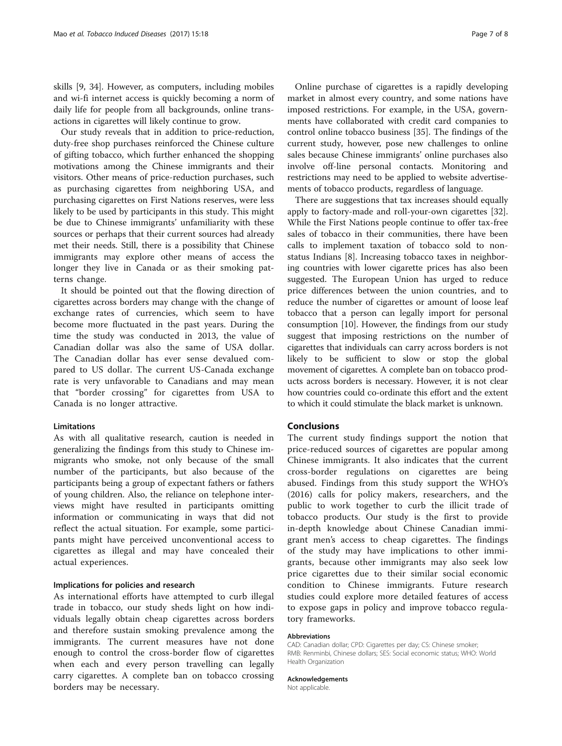skills [9, 34]. However, as computers, including mobiles and wi-fi internet access is quickly becoming a norm of daily life for people from all backgrounds, online transactions in cigarettes will likely continue to grow.

Our study reveals that in addition to price-reduction, duty-free shop purchases reinforced the Chinese culture of gifting tobacco, which further enhanced the shopping motivations among the Chinese immigrants and their visitors. Other means of price-reduction purchases, such as purchasing cigarettes from neighboring USA, and purchasing cigarettes on First Nations reserves, were less likely to be used by participants in this study. This might be due to Chinese immigrants' unfamiliarity with these sources or perhaps that their current sources had already met their needs. Still, there is a possibility that Chinese immigrants may explore other means of access the longer they live in Canada or as their smoking patterns change.

It should be pointed out that the flowing direction of cigarettes across borders may change with the change of exchange rates of currencies, which seem to have become more fluctuated in the past years. During the time the study was conducted in 2013, the value of Canadian dollar was also the same of USA dollar. The Canadian dollar has ever sense devalued compared to US dollar. The current US-Canada exchange rate is very unfavorable to Canadians and may mean that "border crossing" for cigarettes from USA to Canada is no longer attractive.

### Limitations

As with all qualitative research, caution is needed in generalizing the findings from this study to Chinese immigrants who smoke, not only because of the small number of the participants, but also because of the participants being a group of expectant fathers or fathers of young children. Also, the reliance on telephone interviews might have resulted in participants omitting information or communicating in ways that did not reflect the actual situation. For example, some participants might have perceived unconventional access to cigarettes as illegal and may have concealed their actual experiences.

### Implications for policies and research

As international efforts have attempted to curb illegal trade in tobacco, our study sheds light on how individuals legally obtain cheap cigarettes across borders and therefore sustain smoking prevalence among the immigrants. The current measures have not done enough to control the cross-border flow of cigarettes when each and every person travelling can legally carry cigarettes. A complete ban on tobacco crossing borders may be necessary.

Online purchase of cigarettes is a rapidly developing market in almost every country, and some nations have imposed restrictions. For example, in the USA, governments have collaborated with credit card companies to control online tobacco business [35]. The findings of the current study, however, pose new challenges to online sales because Chinese immigrants' online purchases also involve off-line personal contacts. Monitoring and restrictions may need to be applied to website advertisements of tobacco products, regardless of language.

There are suggestions that tax increases should equally apply to factory-made and roll-your-own cigarettes [32]. While the First Nations people continue to offer tax-free sales of tobacco in their communities, there have been calls to implement taxation of tobacco sold to non-status Indians [8]. Increasing tobacco taxes in neighboring countries with lower cigarette prices has also been suggested. The European Union has urged to reduce price differences between the union countries, and to reduce the number of cigarettes or amount of loose leaf tobacco that a person can legally import for personal consumption [10]. However, the findings from our study suggest that imposing restrictions on the number of cigarettes that individuals can carry across borders is not likely to be sufficient to slow or stop the global movement of cigarettes. A complete ban on tobacco products across borders is necessary. However, it is not clear how countries could co-ordinate this effort and the extent to which it could stimulate the black market is unknown.

## Conclusions

The current study findings support the notion that price-reduced sources of cigarettes are popular among Chinese immigrants. It also indicates that the current cross-border regulations on cigarettes are being abused. Findings from this study support the WHO's (2016) calls for policy makers, researchers, and the public to work together to curb the illicit trade of tobacco products. Our study is the first to provide in-depth knowledge about Chinese Canadian immigrant men's access to cheap cigarettes. The findings of the study may have implications to other immigrants, because other immigrants may also seek low price cigarettes due to their similar social economic condition to Chinese immigrants. Future research studies could explore more detailed features of access to expose gaps in policy and improve tobacco regulatory frameworks.

#### Abbreviations

CAD: Canadian dollar; CPD: Cigarettes per day; CS: Chinese smoker; RMB: Renminbi, Chinese dollars; SES: Social economic status; WHO: World Health Organization

#### Acknowledgements

Not applicable.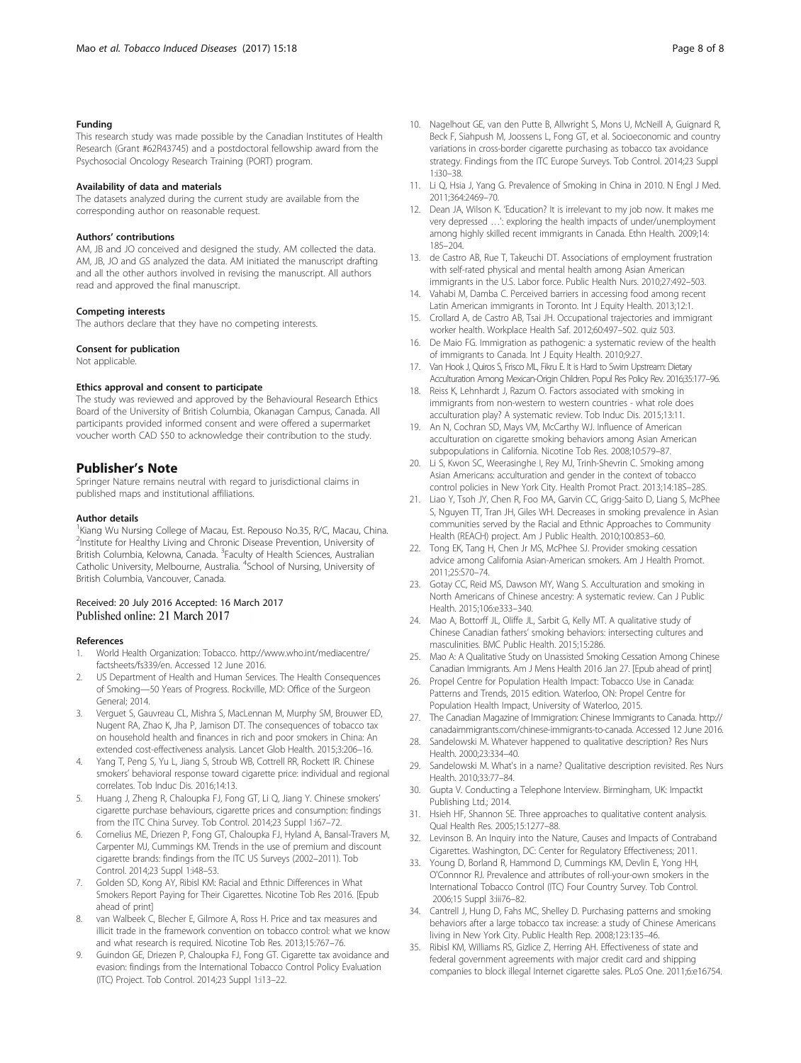#### Funding

This research study was made possible by the Canadian Institutes of Health Research (Grant #62R43745) and a postdoctoral fellowship award from the Psychosocial Oncology Research Training (PORT) program.

#### Availability of data and materials

The datasets analyzed during the current study are available from the corresponding author on reasonable request.

#### Authors' contributions

AM, JB and JO conceived and designed the study. AM collected the data. AM, JB, JO and GS analyzed the data. AM initiated the manuscript drafting and all the other authors involved in revising the manuscript. All authors read and approved the final manuscript.

#### Competing interests

The authors declare that they have no competing interests.

#### Consent for publication

Not applicable.

#### Ethics approval and consent to participate

The study was reviewed and approved by the Behavioural Research Ethics Board of the University of British Columbia, Okanagan Campus, Canada. All participants provided informed consent and were offered a supermarket voucher worth CAD $50 to acknowledge their contribution to the study.

## Publisher's Note

Springer Nature remains neutral with regard to jurisdictional claims in published maps and institutional affiliations.

#### Author details

[1]Kiang Wu Nursing College of Macau, Est. Repouso No.35, R/C, Macau, China. [2]Institute for Healthy Living and Chronic Disease Prevention, University of British Columbia, Kelowna, Canada. [3]Faculty of Health Sciences, Australian Catholic University, Melbourne, Australia. [4]School of Nursing, University of British Columbia, Vancouver, Canada.

Received: 20 July 2016 Accepted: 16 March 2017
Published online: 21 March 2017

#### References

1. World Health Organization: Tobacco. http://www.who.int/mediacentre/factsheets/fs339/en. Accessed 12 June 2016.
2. US Department of Health and Human Services. The Health Consequences of Smoking—50 Years of Progress. Rockville, MD: Office of the Surgeon General; 2014.
3. Verguet S, Gauvreau CL, Mishra S, MacLennan M, Murphy SM, Brouwer ED, Nugent RA, Zhao K, Jha P, Jamison DT. The consequences of tobacco tax on household health and finances in rich and poor smokers in China: An extended cost-effectiveness analysis. Lancet Glob Health. 2015;3:206–16.
4. Yang T, Peng S, Yu L, Jiang S, Stroub WB, Cottrell RR, Rockett IR. Chinese smokers' behavioral response toward cigarette price: individual and regional correlates. Tob Induc Dis. 2016;14:13.
5. Huang J, Zheng R, Chaloupka FJ, Fong GT, Li Q, Jiang Y. Chinese smokers' cigarette purchase behaviours, cigarette prices and consumption: findings from the ITC China Survey. Tob Control. 2014;23 Suppl 1:i67–72.
6. Cornelius ME, Driezen P, Fong GT, Chaloupka FJ, Hyland A, Bansal-Travers M, Carpenter MJ, Cummings KM. Trends in the use of premium and discount cigarette brands: findings from the ITC US Surveys (2002–2011). Tob Control. 2014;23 Suppl 1:i48–53.
7. Golden SD, Kong AY, Ribisl KM: Racial and Ethnic Differences in What Smokers Report Paying for Their Cigarettes. Nicotine Tob Res 2016. [Epub ahead of print]
8. van Walbeek C, Blecher E, Gilmore A, Ross H. Price and tax measures and illicit trade in the framework convention on tobacco control: what we know and what research is required. Nicotine Tob Res. 2013;15:767–76.
9. Guindon GE, Driezen P, Chaloupka FJ, Fong GT. Cigarette tax avoidance and evasion: findings from the International Tobacco Control Policy Evaluation (ITC) Project. Tob Control. 2014;23 Suppl 1:i13–22.
10. Nagelhout GE, van den Putte B, Allwright S, Mons U, McNeill A, Guignard R, Beck F, Siahpush M, Joossens L, Fong GT, et al. Socioeconomic and country variations in cross-border cigarette purchasing as tobacco tax avoidance strategy. Findings from the ITC Europe Surveys. Tob Control. 2014;23 Suppl 1:i30–38.
11. Li Q, Hsia J, Yang G. Prevalence of Smoking in China in 2010. N Engl J Med. 2011;364:2469–70.
12. Dean JA, Wilson K. 'Education? It is irrelevant to my job now. It makes me very depressed …': exploring the health impacts of under/unemployment among highly skilled recent immigrants in Canada. Ethn Health. 2009;14:185–204.
13. de Castro AB, Rue T, Takeuchi DT. Associations of employment frustration with self-rated physical and mental health among Asian American immigrants in the U.S. Labor force. Public Health Nurs. 2010;27:492–503.
14. Vahabi M, Damba C. Perceived barriers in accessing food among recent Latin American immigrants in Toronto. Int J Equity Health. 2013;12:1.
15. Crollard A, de Castro AB, Tsai JH. Occupational trajectories and immigrant worker health. Workplace Health Saf. 2012;60:497–502. quiz 503.
16. De Maio FG. Immigration as pathogenic: a systematic review of the health of immigrants to Canada. Int J Equity Health. 2010;9:27.
17. Van Hook J, Quiros S, Frisco ML, Fikru E. It is Hard to Swim Upstream: Dietary Acculturation Among Mexican-Origin Children. Popul Res Policy Rev. 2016;35:177–96.
18. Reiss K, Lehnhardt J, Razum O. Factors associated with smoking in immigrants from non-western to western countries - what role does acculturation play? A systematic review. Tob Induc Dis. 2015;13:11.
19. An N, Cochran SD, Mays VM, McCarthy WJ. Influence of American acculturation on cigarette smoking behaviors among Asian American subpopulations in California. Nicotine Tob Res. 2008;10:579–87.
20. Li S, Kwon SC, Weerasinghe I, Rey MJ, Trinh-Shevrin C. Smoking among Asian Americans: acculturation and gender in the context of tobacco control policies in New York City. Health Promot Pract. 2013;14:18S–28S.
21. Liao Y, Tsoh JY, Chen R, Foo MA, Garvin CC, Grigg-Saito D, Liang S, McPhee S, Nguyen TT, Tran JH, Giles WH. Decreases in smoking prevalence in Asian communities served by the Racial and Ethnic Approaches to Community Health (REACH) project. Am J Public Health. 2010;100:853–60.
22. Tong EK, Tang H, Chen Jr MS, McPhee SJ. Provider smoking cessation advice among California Asian-American smokers. Am J Health Promot. 2011;25:S70–74.
23. Gotay CC, Reid MS, Dawson MY, Wang S. Acculturation and smoking in North Americans of Chinese ancestry: A systematic review. Can J Public Health. 2015;106:e333–340.
24. Mao A, Bottorff JL, Oliffe JL, Sarbit G, Kelly MT. A qualitative study of Chinese Canadian fathers' smoking behaviors: intersecting cultures and masculinities. BMC Public Health. 2015;15:286.
25. Mao A: A Qualitative Study on Unassisted Smoking Cessation Among Chinese Canadian Immigrants. Am J Mens Health 2016 Jan 27. [Epub ahead of print]
26. Propel Centre for Population Health Impact: Tobacco Use in Canada: Patterns and Trends, 2015 edition. Waterloo, ON: Propel Centre for Population Health Impact, University of Waterloo, 2015.
27. The Canadian Magazine of Immigration: Chinese Immigrants to Canada. http://canadaimmigrants.com/chinese-immigrants-to-canada. Accessed 12 June 2016.
28. Sandelowski M. Whatever happened to qualitative description? Res Nurs Health. 2000;23:334–40.
29. Sandelowski M. What's in a name? Qualitative description revisited. Res Nurs Health. 2010;33:77–84.
30. Gupta V. Conducting a Telephone Interview. Birmingham, UK: Impactkt Publishing Ltd.; 2014.
31. Hsieh HF, Shannon SE. Three approaches to qualitative content analysis. Qual Health Res. 2005;15:1277–88.
32. Levinson B. An Inquiry into the Nature, Causes and Impacts of Contraband Cigarettes. Washington, DC: Center for Regulatory Effectiveness; 2011.
33. Young D, Borland R, Hammond D, Cummings KM, Devlin E, Yong HH, O'Connnor RJ. Prevalence and attributes of roll-your-own smokers in the International Tobacco Control (ITC) Four Country Survey. Tob Control. 2006;15 Suppl 3:iii76–82.
34. Cantrell J, Hung D, Fahs MC, Shelley D. Purchasing patterns and smoking behaviors after a large tobacco tax increase: a study of Chinese Americans living in New York City. Public Health Rep. 2008;123:135–46.
35. Ribisl KM, Williams RS, Gizlice Z, Herring AH. Effectiveness of state and federal government agreements with major credit card and shipping companies to block illegal Internet cigarette sales. PLoS One. 2011;6:e16754.